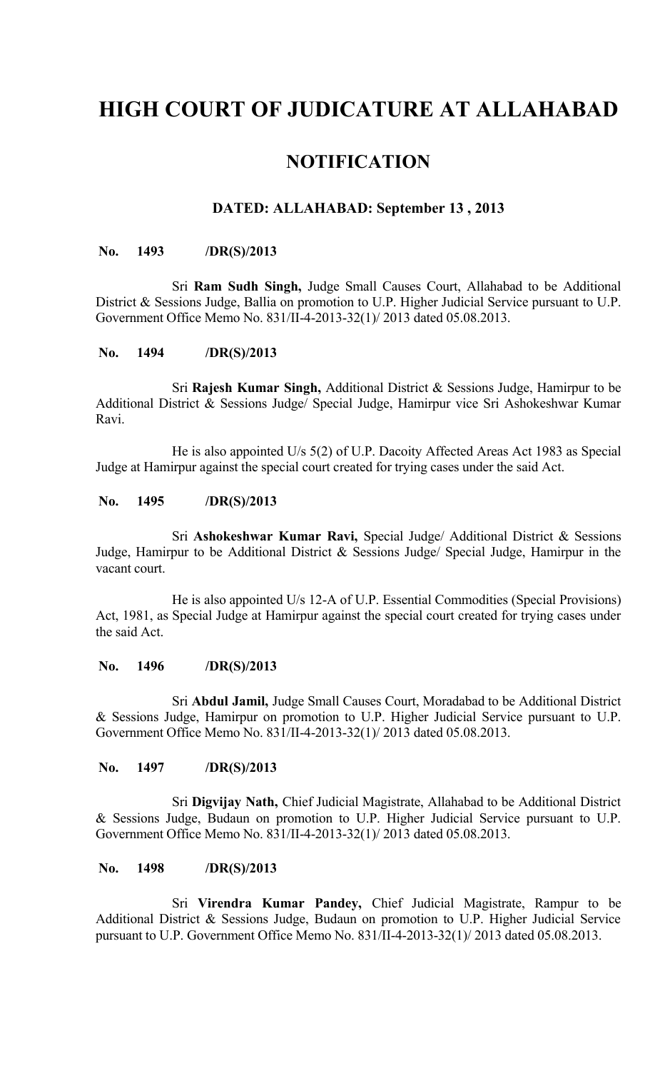# HIGH COURT OF JUDICATURE AT ALLAHABAD

## NOTIFICATION

### DATED: ALLAHABAD: September 13 , 2013

**No. 1493 /DR(S)/2013**

Sri **Ram Sudh Singh,** Judge Small Causes Court, Allahabad to be Additional District & Sessions Judge, Ballia on promotion to U.P. Higher Judicial Service pursuant to U.P. Government Office Memo No. 831/II-4-2013-32(1)/ 2013 dated 05.08.2013.

**No. 1494 /DR(S)/2013**

Sri **Rajesh Kumar Singh,** Additional District & Sessions Judge, Hamirpur to be Additional District & Sessions Judge/ Special Judge, Hamirpur vice Sri Ashokeshwar Kumar Ravi.

He is also appointed U/s 5(2) of U.P. Dacoity Affected Areas Act 1983 as Special Judge at Hamirpur against the special court created for trying cases under the said Act.

**No. 1495 /DR(S)/2013**

Sri **Ashokeshwar Kumar Ravi,** Special Judge/ Additional District & Sessions Judge, Hamirpur to be Additional District & Sessions Judge/ Special Judge, Hamirpur in the vacant court.

He is also appointed U/s 12-A of U.P. Essential Commodities (Special Provisions) Act, 1981, as Special Judge at Hamirpur against the special court created for trying cases under the said Act.

**No. 1496 /DR(S)/2013**

Sri **Abdul Jamil,** Judge Small Causes Court, Moradabad to be Additional District & Sessions Judge, Hamirpur on promotion to U.P. Higher Judicial Service pursuant to U.P. Government Office Memo No. 831/II-4-2013-32(1)/ 2013 dated 05.08.2013.

**No. 1497 /DR(S)/2013**

Sri **Digvijay Nath,** Chief Judicial Magistrate, Allahabad to be Additional District & Sessions Judge, Budaun on promotion to U.P. Higher Judicial Service pursuant to U.P. Government Office Memo No. 831/II-4-2013-32(1)/ 2013 dated 05.08.2013.

**No. 1498 /DR(S)/2013**

Sri **Virendra Kumar Pandey,** Chief Judicial Magistrate, Rampur to be Additional District & Sessions Judge, Budaun on promotion to U.P. Higher Judicial Service pursuant to U.P. Government Office Memo No. 831/II-4-2013-32(1)/ 2013 dated 05.08.2013.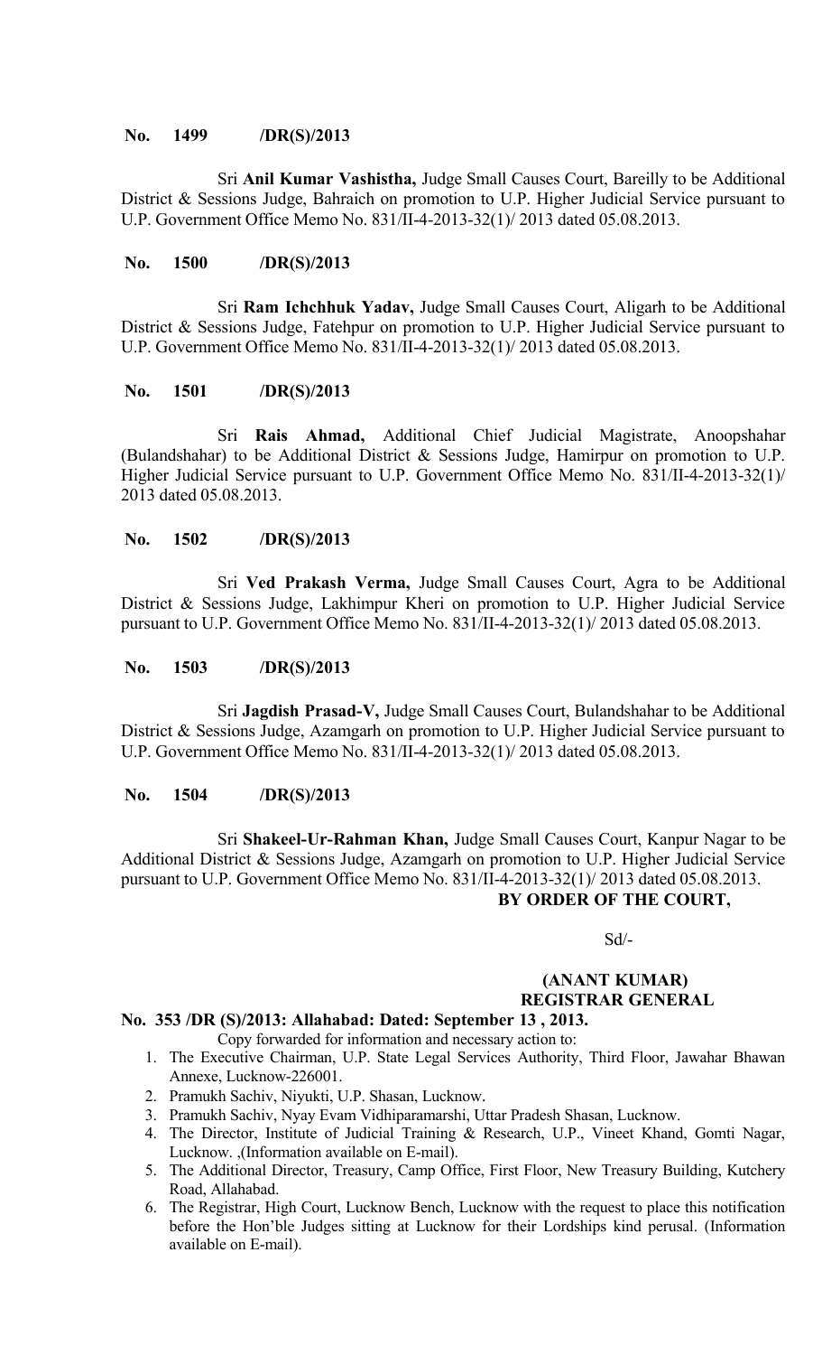**No. 1499 /DR(S)/2013**

Sri **Anil Kumar Vashistha,** Judge Small Causes Court, Bareilly to be Additional District & Sessions Judge, Bahraich on promotion to U.P. Higher Judicial Service pursuant to U.P. Government Office Memo No. 831/II-4-2013-32(1)/ 2013 dated 05.08.2013.

**No. 1500 /DR(S)/2013**

Sri **Ram Ichchhuk Yadav,** Judge Small Causes Court, Aligarh to be Additional District & Sessions Judge, Fatehpur on promotion to U.P. Higher Judicial Service pursuant to U.P. Government Office Memo No. 831/II-4-2013-32(1)/ 2013 dated 05.08.2013.

**No. 1501 /DR(S)/2013**

Sri **Rais Ahmad,** Additional Chief Judicial Magistrate, Anoopshahar (Bulandshahar) to be Additional District & Sessions Judge, Hamirpur on promotion to U.P. Higher Judicial Service pursuant to U.P. Government Office Memo No. 831/II-4-2013-32(1)/ 2013 dated 05.08.2013.

**No. 1502 /DR(S)/2013**

Sri **Ved Prakash Verma,** Judge Small Causes Court, Agra to be Additional District & Sessions Judge, Lakhimpur Kheri on promotion to U.P. Higher Judicial Service pursuant to U.P. Government Office Memo No. 831/II-4-2013-32(1)/ 2013 dated 05.08.2013.

**No. 1503 /DR(S)/2013**

Sri **Jagdish Prasad-V,** Judge Small Causes Court, Bulandshahar to be Additional District & Sessions Judge, Azamgarh on promotion to U.P. Higher Judicial Service pursuant to U.P. Government Office Memo No. 831/II-4-2013-32(1)/ 2013 dated 05.08.2013.

**No. 1504 /DR(S)/2013**

Sri **Shakeel-Ur-Rahman Khan,** Judge Small Causes Court, Kanpur Nagar to be Additional District & Sessions Judge, Azamgarh on promotion to U.P. Higher Judicial Service pursuant to U.P. Government Office Memo No. 831/II-4-2013-32(1)/ 2013 dated 05.08.2013.

**BY ORDER OF THE COURT,**

Sd/-

**(ANANT KUMAR)**
**REGISTRAR GENERAL**

**No. 353 /DR (S)/2013: Allahabad: Dated: September 13 , 2013.**

Copy forwarded for information and necessary action to:

1. The Executive Chairman, U.P. State Legal Services Authority, Third Floor, Jawahar Bhawan Annexe, Lucknow-226001.
2. Pramukh Sachiv, Niyukti, U.P. Shasan, Lucknow.
3. Pramukh Sachiv, Nyay Evam Vidhiparamarshi, Uttar Pradesh Shasan, Lucknow.
4. The Director, Institute of Judicial Training & Research, U.P., Vineet Khand, Gomti Nagar, Lucknow. ,(Information available on E-mail).
5. The Additional Director, Treasury, Camp Office, First Floor, New Treasury Building, Kutchery Road, Allahabad.
6. The Registrar, High Court, Lucknow Bench, Lucknow with the request to place this notification before the Hon'ble Judges sitting at Lucknow for their Lordships kind perusal. (Information available on E-mail).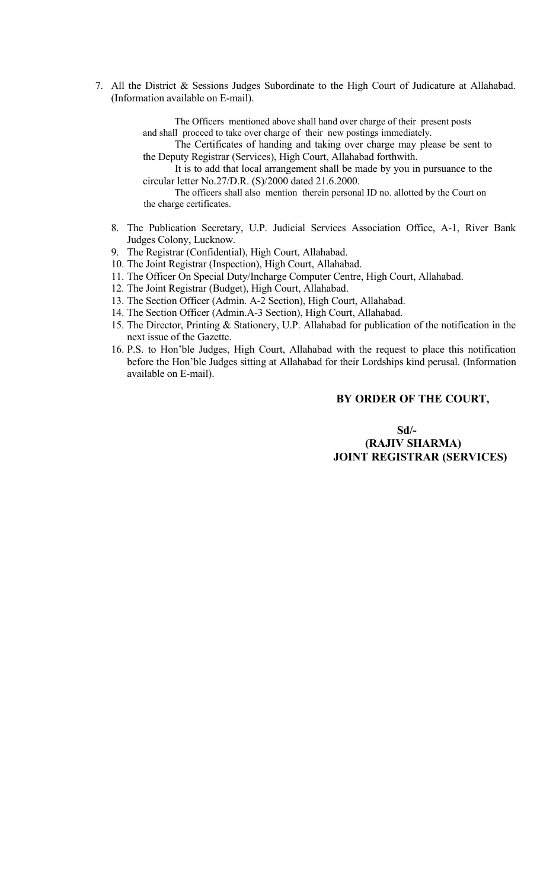7. All the District & Sessions Judges Subordinate to the High Court of Judicature at Allahabad. (Information available on E-mail).

   The Officers mentioned above shall hand over charge of their present posts and shall proceed to take over charge of their new postings immediately.

   The Certificates of handing and taking over charge may please be sent to the Deputy Registrar (Services), High Court, Allahabad forthwith.

   It is to add that local arrangement shall be made by you in pursuance to the circular letter No.27/D.R. (S)/2000 dated 21.6.2000.

   The officers shall also mention therein personal ID no. allotted by the Court on the charge certificates.

8. The Publication Secretary, U.P. Judicial Services Association Office, A-1, River Bank Judges Colony, Lucknow.
9. The Registrar (Confidential), High Court, Allahabad.
10. The Joint Registrar (Inspection), High Court, Allahabad.
11. The Officer On Special Duty/Incharge Computer Centre, High Court, Allahabad.
12. The Joint Registrar (Budget), High Court, Allahabad.
13. The Section Officer (Admin. A-2 Section), High Court, Allahabad.
14. The Section Officer (Admin.A-3 Section), High Court, Allahabad.
15. The Director, Printing & Stationery, U.P. Allahabad for publication of the notification in the next issue of the Gazette.
16. P.S. to Hon'ble Judges, High Court, Allahabad with the request to place this notification before the Hon'ble Judges sitting at Allahabad for their Lordships kind perusal. (Information available on E-mail).

**BY ORDER OF THE COURT,**

**Sd/-**
**(RAJIV SHARMA)**
**JOINT REGISTRAR (SERVICES)**